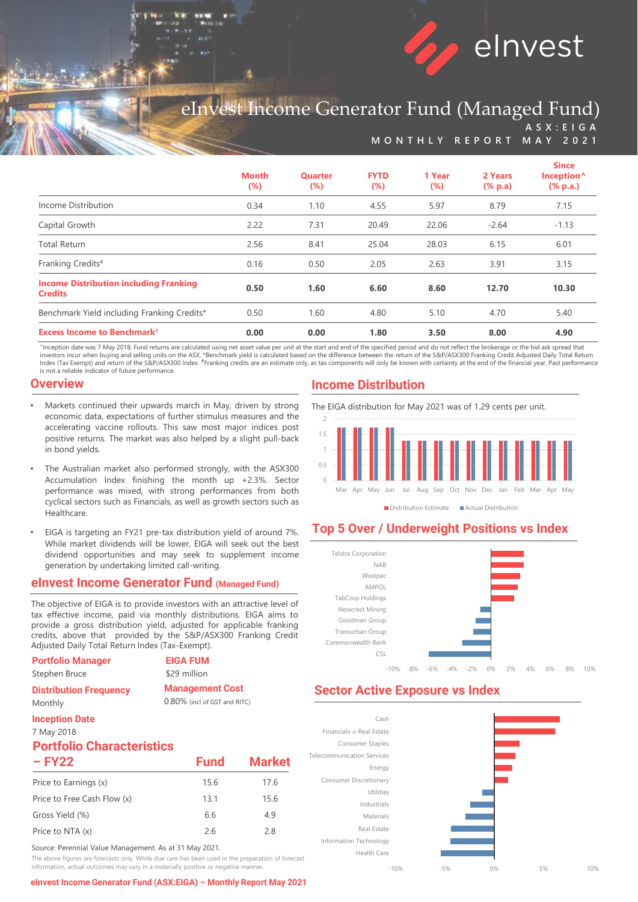# eInvest Income Generator Fund (Managed Fund)

ASX:EIGA

MONTHLY REPORT MAY 2021

| | Month (%) | Quarter (%) | FYTD (%) | 1 Year (%) | 2 Years (% p.a) | Since Inception^ (% p.a.) |
|---|---|---|---|---|---|---|
| Income Distribution | 0.34 | 1.10 | 4.55 | 5.97 | 8.79 | 7.15 |
| Capital Growth | 2.22 | 7.31 | 20.49 | 22.06 | -2.64 | -1.13 |
| Total Return | 2.56 | 8.41 | 25.04 | 28.03 | 6.15 | 6.01 |
| Franking Credits# | 0.16 | 0.50 | 2.05 | 2.63 | 3.91 | 3.15 |
| **Income Distribution including Franking Credits** | **0.50** | **1.60** | **6.60** | **8.60** | **12.70** | **10.30** |
| Benchmark Yield including Franking Credits* | 0.50 | 1.60 | 4.80 | 5.10 | 4.70 | 5.40 |
| **Excess Income to Benchmark#** | **0.00** | **0.00** | **1.80** | **3.50** | **8.00** | **4.90** |

^Inception date was 7 May 2018. Fund returns are calculated using net asset value per unit at the start and end of the specified period and do not reflect the brokerage or the bid ask spread that investors incur when buying and selling units on the ASX. *Benchmark yield is calculated based on the difference between the return of the S&P/ASX300 Franking Credit Adjusted Daily Total Return Index (Tax Exempt) and return of the S&P/ASX300 Index. #Franking credits are an estimate only, as tax components will only be known with certainty at the end of the financial year. Past performance is not a reliable indicator of future performance.

## Overview

- Markets continued their upwards march in May, driven by strong economic data, expectations of further stimulus measures and the accelerating vaccine rollouts. This saw most major indices post positive returns. The market was also helped by a slight pull-back in bond yields.
- The Australian market also performed strongly, with the ASX300 Accumulation Index finishing the month up +2.3%. Sector performance was mixed, with strong performances from both cyclical sectors such as Financials, as well as growth sectors such as Healthcare.
- EIGA is targeting an FY21 pre-tax distribution yield of around 7%. While market dividends will be lower, EIGA will seek out the best dividend opportunities and may seek to supplement income generation by undertaking limited call-writing.

## eInvest Income Generator Fund (Managed Fund)

The objective of EIGA is to provide investors with an attractive level of tax effective income, paid via monthly distributions. EIGA aims to provide a gross distribution yield, adjusted for applicable franking credits, above that provided by the S&P/ASX300 Franking Credit Adjusted Daily Total Return Index (Tax-Exempt).

**Portfolio Manager**
Stephen Bruce

**EIGA FUM**
$29 million

**Distribution Frequency**
Monthly

**Management Cost**
0.80% (incl of GST and RITC)

**Inception Date**
7 May 2018

## Portfolio Characteristics – FY22

| | Fund | Market |
|---|---|---|
| Price to Earnings (x) | 15.6 | 17.6 |
| Price to Free Cash Flow (x) | 13.1 | 15.6 |
| Gross Yield (%) | 6.6 | 4.9 |
| Price to NTA (x) | 2.6 | 2.8 |

Source: Perennial Value Management. As at 31 May 2021.

The above figures are forecasts only. While due care has been used in the preparation of forecast information, actual outcomes may vary in a materially positive or negative manner.

## Income Distribution

The EIGA distribution for May 2021 was of 1.29 cents per unit.

Distribution Estimate / Actual Distribution (Mar – May)

## Top 5 Over / Underweight Positions vs Index

Telstra Corporation, NAB, Westpac, AMPOL, TabCorp Holdings, Newcrest Mining, Goodman Group, Transurban Group, Commonwealth Bank, CSL

## Sector Active Exposure vs Index

Cash, Financials-x-Real Estate, Consumer Staples, Telecommunication Services, Energy, Consumer Discretionary, Utilities, Industrials, Materials, Real Estate, Information Technology, Health Care

eInvest Income Generator Fund (ASX:EIGA) – Monthly Report May 2021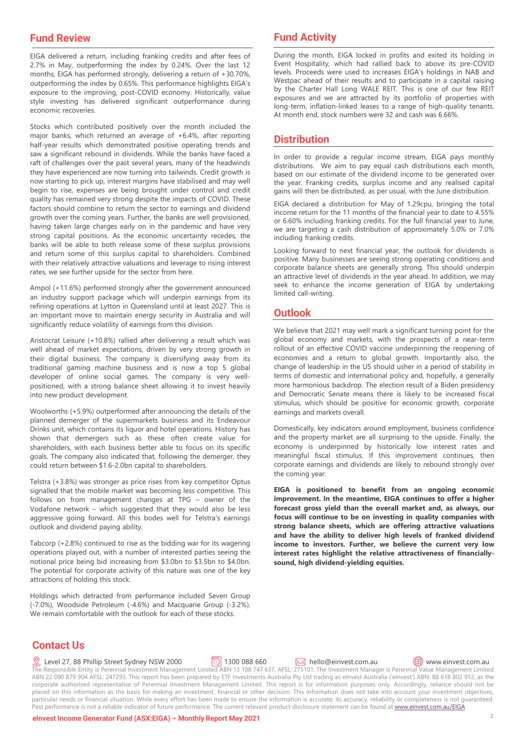## Fund Review

EIGA delivered a return, including franking credits and after fees of 2.7% in May, outperforming the index by 0.24%. Over the last 12 months, EIGA has performed strongly, delivering a return of +30.70%, outperforming the index by 0.65%. This performance highlights EIGA's exposure to the improving, post-COVID economy. Historically, value style investing has delivered significant outperformance during economic recoveries.

Stocks which contributed positively over the month included the major banks, which returned an average of +6.4%, after reporting half-year results which demonstrated positive operating trends and saw a significant rebound in dividends. While the banks have faced a raft of challenges over the past several years, many of the headwinds they have experienced are now turning into tailwinds. Credit growth is now starting to pick up, interest margins have stabilised and may well begin to rise, expenses are being brought under control and credit quality has remained very strong despite the impacts of COVID. These factors should combine to return the sector to earnings and dividend growth over the coming years. Further, the banks are well provisioned, having taken large charges early on in the pandemic and have very strong capital positions. As the economic uncertainty recedes, the banks will be able to both release some of these surplus provisions and return some of this surplus capital to shareholders. Combined with their relatively attractive valuations and leverage to rising interest rates, we see further upside for the sector from here.

Ampol (+11.6%) performed strongly after the government announced an industry support package which will underpin earnings from its refining operations at Lytton in Queensland until at least 2027. This is an important move to maintain energy security in Australia and will significantly reduce volatility of earnings from this division.

Aristocrat Leisure (+10.8%) rallied after delivering a result which was well ahead of market expectations, driven by very strong growth in their digital business. The company is diversifying away from its traditional gaming machine business and is now a top 5 global developer of online social games. The company is very well-positioned, with a strong balance sheet allowing it to invest heavily into new product development.

Woolworths (+5.9%) outperformed after announcing the details of the planned demerger of the supermarkets business and its Endeavour Drinks unit, which contains its liquor and hotel operations. History has shown that demergers such as these often create value for shareholders, with each business better able to focus on its specific goals. The company also indicated that, following the demerger, they could return between $1.6-2.0bn capital to shareholders.

Telstra (+3.8%) was stronger as price rises from key competitor Optus signalled that the mobile market was becoming less competitive. This follows on from management changes at TPG – owner of the Vodafone network – which suggested that they would also be less aggressive going forward. All this bodes well for Telstra's earnings outlook and dividend paying ability.

Tabcorp (+2.8%) continued to rise as the bidding war for its wagering operations played out, with a number of interested parties seeing the notional price being bid increasing from $3.0bn to $3.5bn to $4.0bn. The potential for corporate activity of this nature was one of the key attractions of holding this stock.

Holdings which detracted from performance included Seven Group (-7.0%), Woodside Petroleum (-4.6%) and Macquarie Group (-3.2%). We remain comfortable with the outlook for each of these stocks.

## Fund Activity

During the month, EIGA locked in profits and exited its holding in Event Hospitality, which had rallied back to above its pre-COVID levels. Proceeds were used to increases EIGA's holdings in NAB and Westpac ahead of their results and to participate in a capital raising by the Charter Hall Long WALE REIT. This is one of our few REIT exposures and we are attracted by its portfolio of properties with long-term, inflation-linked leases to a range of high-quality tenants. At month end, stock numbers were 32 and cash was 6.66%.

## Distribution

In order to provide a regular income stream, EIGA pays monthly distributions. We aim to pay equal cash distributions each month, based on our estimate of the dividend income to be generated over the year. Franking credits, surplus income and any realised capital gains will then be distributed, as per usual, with the June distribution.

EIGA declared a distribution for May of 1.29cpu, bringing the total income return for the 11 months of the financial year to date to 4.55% or 6.60% including franking credits. For the full financial year to June, we are targeting a cash distribution of approximately 5.0% or 7.0% including franking credits.

Looking forward to next financial year, the outlook for dividends is positive. Many businesses are seeing strong operating conditions and corporate balance sheets are generally strong. This should underpin an attractive level of dividends in the year ahead. In addition, we may seek to enhance the income generation of EIGA by undertaking limited call-writing.

## Outlook

We believe that 2021 may well mark a significant turning point for the global economy and markets, with the prospects of a near-term rollout of an effective COVID vaccine underpinning the reopening of economies and a return to global growth. Importantly also, the change of leadership in the US should usher in a period of stability in terms of domestic and international policy and, hopefully, a generally more harmonious backdrop. The election result of a Biden presidency and Democratic Senate means there is likely to be increased fiscal stimulus, which should be positive for economic growth, corporate earnings and markets overall.

Domestically, key indicators around employment, business confidence and the property market are all surprising to the upside. Finally, the economy is underpinned by historically low interest rates and meaningful fiscal stimulus. If this improvement continues, then corporate earnings and dividends are likely to rebound strongly over the coming year.

**EIGA is positioned to benefit from an ongoing economic improvement. In the meantime, EIGA continues to offer a higher forecast gross yield than the overall market and, as always, our focus will continue to be on investing in quality companies with strong balance sheets, which are offering attractive valuations and have the ability to deliver high levels of franked dividend income to investors. Further, we believe the current very low interest rates highlight the relative attractiveness of financially-sound, high dividend-yielding equities.**

## Contact Us

Level 27, 88 Phillip Street Sydney NSW 2000 | 1300 088 660 | hello@einvest.com.au | www.einvest.com.au

The Responsible Entity is Perennial Investment Management Limited ABN 13 108 747 637, AFSL: 275101. The Investment Manager is Perennial Value Management Limited ABN 22 090 879 904 AFSL: 247293. This report has been prepared by ETF Investments Australia Pty Ltd trading as eInvest Australia ('eInvest') ABN: 88 618 802 912, as the corporate authorised representative of Perennial Investment Management Limited. This report is for information purposes only. Accordingly, reliance should not be placed on this information as the basis for making an investment, financial or other decision. This information does not take into account your investment objectives, particular needs or financial situation. While every effort has been made to ensure the information is accurate; its accuracy, reliability or completeness is not guaranteed. Past performance is not a reliable indicator of future performance. The current relevant product disclosure statement can be found at www.einvest.com.au/EIGA